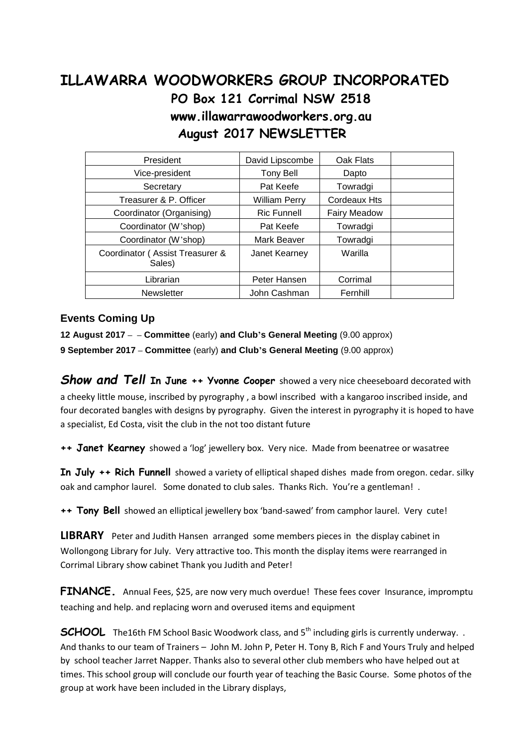# ILLAWARRA WOODWORKERS GROUP INCORPORATED

## PO Box 121 Corrimal NSW 2518

## www.illawarrawoodworkers.org.au

## August 2017 NEWSLETTER

| President | David Lipscombe | Oak Flats | |
|---|---|---|---|
| Vice-president | Tony Bell | Dapto | |
| Secretary | Pat Keefe | Towradgi | |
| Treasurer & P. Officer | William Perry | Cordeaux Hts | |
| Coordinator (Organising) | Ric Funnell | Fairy Meadow | |
| Coordinator (W'shop) | Pat Keefe | Towradgi | |
| Coordinator (W'shop) | Mark Beaver | Towradgi | |
| Coordinator ( Assist Treasurer & Sales) | Janet Kearney | Warilla | |
| Librarian | Peter Hansen | Corrimal | |
| Newsletter | John Cashman | Fernhill | |

### Events Coming Up

**12 August 2017** – – **Committee** (early) **and Club's General Meeting** (9.00 approx)

**9 September 2017** – **Committee** (early) **and Club's General Meeting** (9.00 approx)

***Show and Tell*** **In June ++ Yvonne Cooper** showed a very nice cheeseboard decorated with a cheeky little mouse, inscribed by pyrography , a bowl inscribed with a kangaroo inscribed inside, and four decorated bangles with designs by pyrography. Given the interest in pyrography it is hoped to have a specialist, Ed Costa, visit the club in the not too distant future

**++ Janet Kearney** showed a 'log' jewellery box. Very nice. Made from beenatree or wasatree

**In July ++ Rich Funnell** showed a variety of elliptical shaped dishes made from oregon. cedar. silky oak and camphor laurel. Some donated to club sales. Thanks Rich. You're a gentleman! .

**++ Tony Bell** showed an elliptical jewellery box 'band-sawed' from camphor laurel. Very cute!

**LIBRARY** Peter and Judith Hansen arranged some members pieces in the display cabinet in Wollongong Library for July. Very attractive too. This month the display items were rearranged in Corrimal Library show cabinet Thank you Judith and Peter!

**FINANCE.** Annual Fees, $25, are now very much overdue! These fees cover Insurance, impromptu teaching and help. and replacing worn and overused items and equipment

**SCHOOL** The16th FM School Basic Woodwork class, and 5th including girls is currently underway. . And thanks to our team of Trainers – John M. John P, Peter H. Tony B, Rich F and Yours Truly and helped by school teacher Jarret Napper. Thanks also to several other club members who have helped out at times. This school group will conclude our fourth year of teaching the Basic Course. Some photos of the group at work have been included in the Library displays,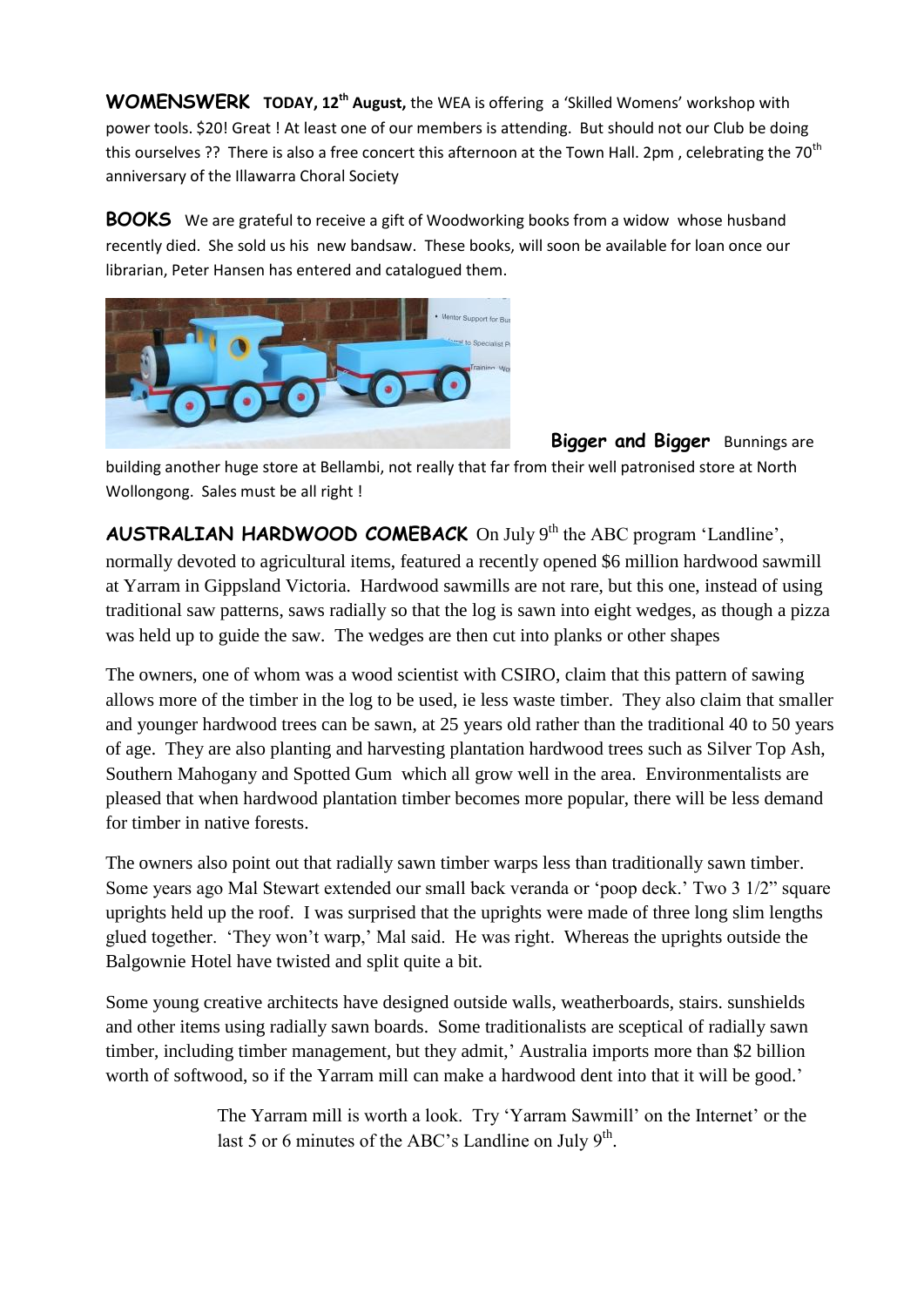**WOMENSWERK** **TODAY, 12th August,** the WEA is offering a 'Skilled Womens' workshop with power tools. $20! Great ! At least one of our members is attending. But should not our Club be doing this ourselves ?? There is also a free concert this afternoon at the Town Hall. 2pm , celebrating the 70th anniversary of the Illawarra Choral Society

**BOOKS** We are grateful to receive a gift of Woodworking books from a widow whose husband recently died. She sold us his new bandsaw. These books, will soon be available for loan once our librarian, Peter Hansen has entered and catalogued them.

**Bigger and Bigger** Bunnings are building another huge store at Bellambi, not really that far from their well patronised store at North Wollongong. Sales must be all right !

**AUSTRALIAN HARDWOOD COMEBACK** On July 9th the ABC program 'Landline', normally devoted to agricultural items, featured a recently opened $6 million hardwood sawmill at Yarram in Gippsland Victoria. Hardwood sawmills are not rare, but this one, instead of using traditional saw patterns, saws radially so that the log is sawn into eight wedges, as though a pizza was held up to guide the saw. The wedges are then cut into planks or other shapes

The owners, one of whom was a wood scientist with CSIRO, claim that this pattern of sawing allows more of the timber in the log to be used, ie less waste timber. They also claim that smaller and younger hardwood trees can be sawn, at 25 years old rather than the traditional 40 to 50 years of age. They are also planting and harvesting plantation hardwood trees such as Silver Top Ash, Southern Mahogany and Spotted Gum which all grow well in the area. Environmentalists are pleased that when hardwood plantation timber becomes more popular, there will be less demand for timber in native forests.

The owners also point out that radially sawn timber warps less than traditionally sawn timber. Some years ago Mal Stewart extended our small back veranda or 'poop deck.' Two 3 1/2" square uprights held up the roof. I was surprised that the uprights were made of three long slim lengths glued together. 'They won't warp,' Mal said. He was right. Whereas the uprights outside the Balgownie Hotel have twisted and split quite a bit.

Some young creative architects have designed outside walls, weatherboards, stairs. sunshields and other items using radially sawn boards. Some traditionalists are sceptical of radially sawn timber, including timber management, but they admit,' Australia imports more than $2 billion worth of softwood, so if the Yarram mill can make a hardwood dent into that it will be good.'

The Yarram mill is worth a look. Try 'Yarram Sawmill' on the Internet' or the last 5 or 6 minutes of the ABC's Landline on July 9th.